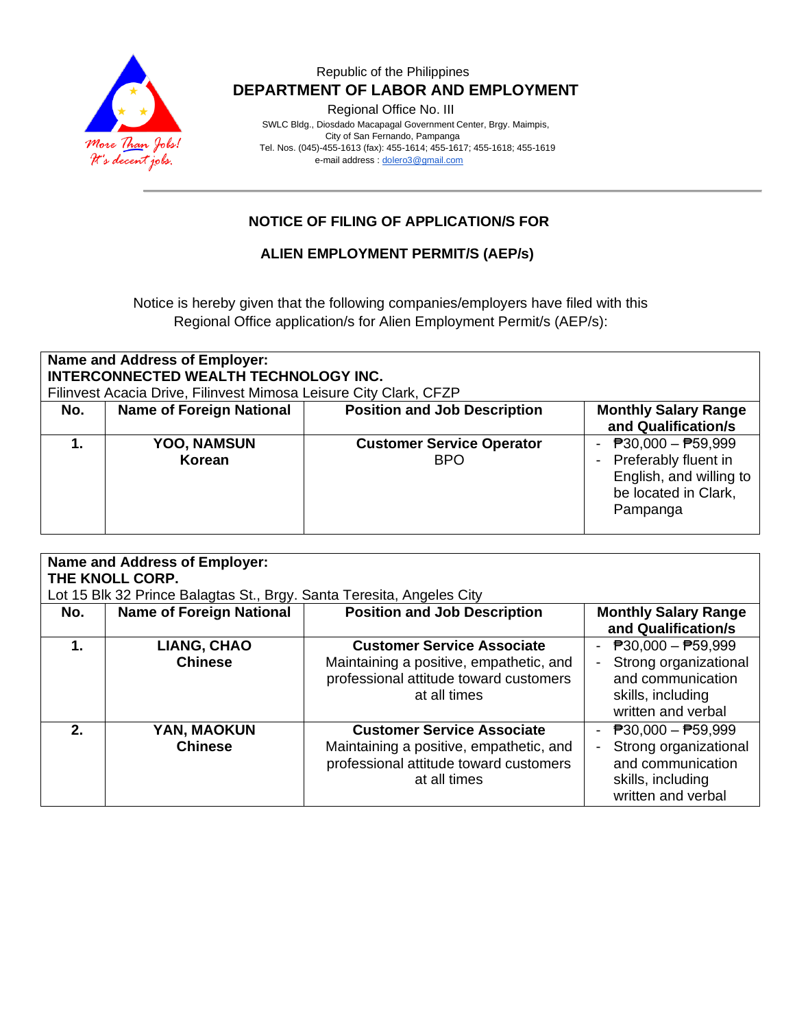Republic of the Philippines

**DEPARTMENT OF LABOR AND EMPLOYMENT**

Regional Office No. III

SWLC Bldg., Diosdado Macapagal Government Center, Brgy. Maimpis,
City of San Fernando, Pampanga
Tel. Nos. (045)-455-1613 (fax): 455-1614; 455-1617; 455-1618; 455-1619
e-mail address : dolero3@gmail.com

## NOTICE OF FILING OF APPLICATION/S FOR

## ALIEN EMPLOYMENT PERMIT/S (AEP/s)

Notice is hereby given that the following companies/employers have filed with this Regional Office application/s for Alien Employment Permit/s (AEP/s):

**Name and Address of Employer:**
**INTERCONNECTED WEALTH TECHNOLOGY INC.**
Filinvest Acacia Drive, Filinvest Mimosa Leisure City Clark, CFZP

| No. | Name of Foreign National | Position and Job Description | Monthly Salary Range and Qualification/s |
|---|---|---|---|
| **1.** | **YOO, NAMSUN**<br>**Korean** | **Customer Service Operator**<br>BPO | - ₱30,000 – ₱59,999<br>- Preferably fluent in English, and willing to be located in Clark, Pampanga |

**Name and Address of Employer:**
**THE KNOLL CORP.**
Lot 15 Blk 32 Prince Balagtas St., Brgy. Santa Teresita, Angeles City

| No. | Name of Foreign National | Position and Job Description | Monthly Salary Range and Qualification/s |
|---|---|---|---|
| **1.** | **LIANG, CHAO**<br>**Chinese** | **Customer Service Associate**<br>Maintaining a positive, empathetic, and professional attitude toward customers at all times | - ₱30,000 – ₱59,999<br>- Strong organizational and communication skills, including written and verbal |
| **2.** | **YAN, MAOKUN**<br>**Chinese** | **Customer Service Associate**<br>Maintaining a positive, empathetic, and professional attitude toward customers at all times | - ₱30,000 – ₱59,999<br>- Strong organizational and communication skills, including written and verbal |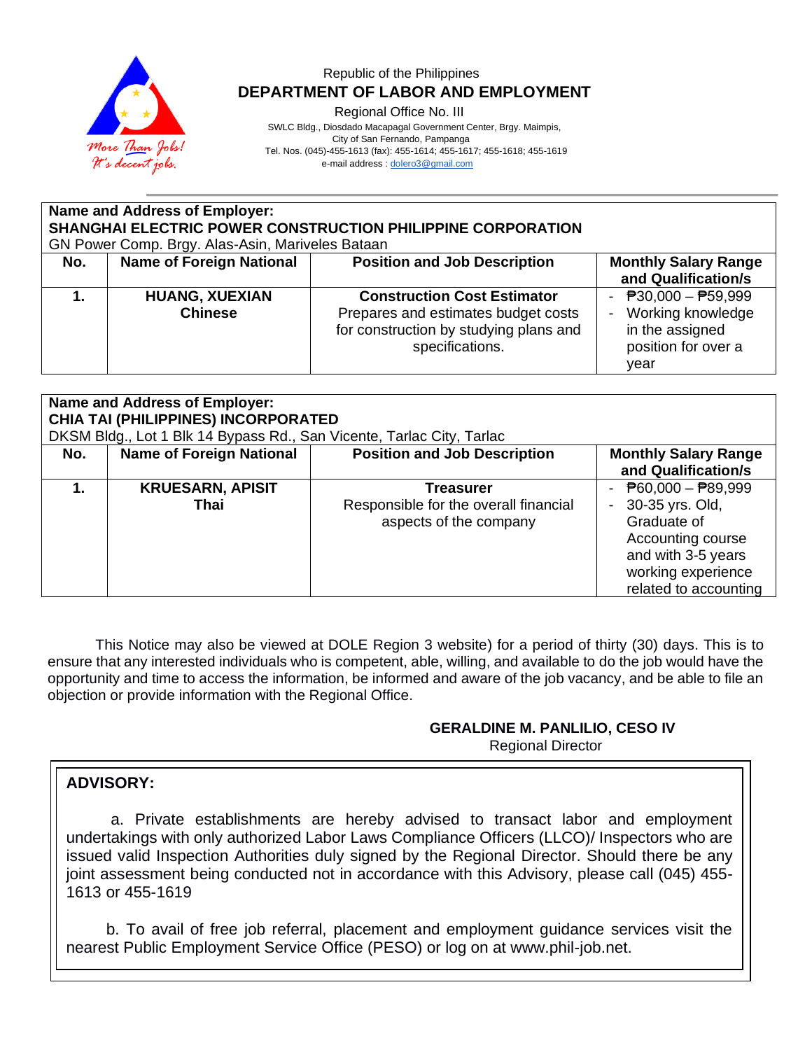Republic of the Philippines

**DEPARTMENT OF LABOR AND EMPLOYMENT**

Regional Office No. III

SWLC Bldg., Diosdado Macapagal Government Center, Brgy. Maimpis, City of San Fernando, Pampanga

Tel. Nos. (045)-455-1613 (fax): 455-1614; 455-1617; 455-1618; 455-1619

e-mail address : dolero3@gmail.com

More Than Jobs! It's decent jobs.

**Name and Address of Employer:**
**SHANGHAI ELECTRIC POWER CONSTRUCTION PHILIPPINE CORPORATION**
GN Power Comp. Brgy. Alas-Asin, Mariveles Bataan

| No. | Name of Foreign National | Position and Job Description | Monthly Salary Range and Qualification/s |
|---|---|---|---|
| **1.** | **HUANG, XUEXIAN** **Chinese** | **Construction Cost Estimator** Prepares and estimates budget costs for construction by studying plans and specifications. | - ₱30,000 – ₱59,999 - Working knowledge in the assigned position for over a year |

**Name and Address of Employer:**
**CHIA TAI (PHILIPPINES) INCORPORATED**
DKSM Bldg., Lot 1 Blk 14 Bypass Rd., San Vicente, Tarlac City, Tarlac

| No. | Name of Foreign National | Position and Job Description | Monthly Salary Range and Qualification/s |
|---|---|---|---|
| **1.** | **KRUESARN, APISIT** **Thai** | **Treasurer** Responsible for the overall financial aspects of the company | - ₱60,000 – ₱89,999 - 30-35 yrs. Old, Graduate of Accounting course and with 3-5 years working experience related to accounting |

This Notice may also be viewed at DOLE Region 3 website) for a period of thirty (30) days. This is to ensure that any interested individuals who is competent, able, willing, and available to do the job would have the opportunity and time to access the information, be informed and aware of the job vacancy, and be able to file an objection or provide information with the Regional Office.

**GERALDINE M. PANLILIO, CESO IV**
Regional Director

**ADVISORY:**

a. Private establishments are hereby advised to transact labor and employment undertakings with only authorized Labor Laws Compliance Officers (LLCO)/ Inspectors who are issued valid Inspection Authorities duly signed by the Regional Director. Should there be any joint assessment being conducted not in accordance with this Advisory, please call (045) 455-1613 or 455-1619

b. To avail of free job referral, placement and employment guidance services visit the nearest Public Employment Service Office (PESO) or log on at www.phil-job.net.